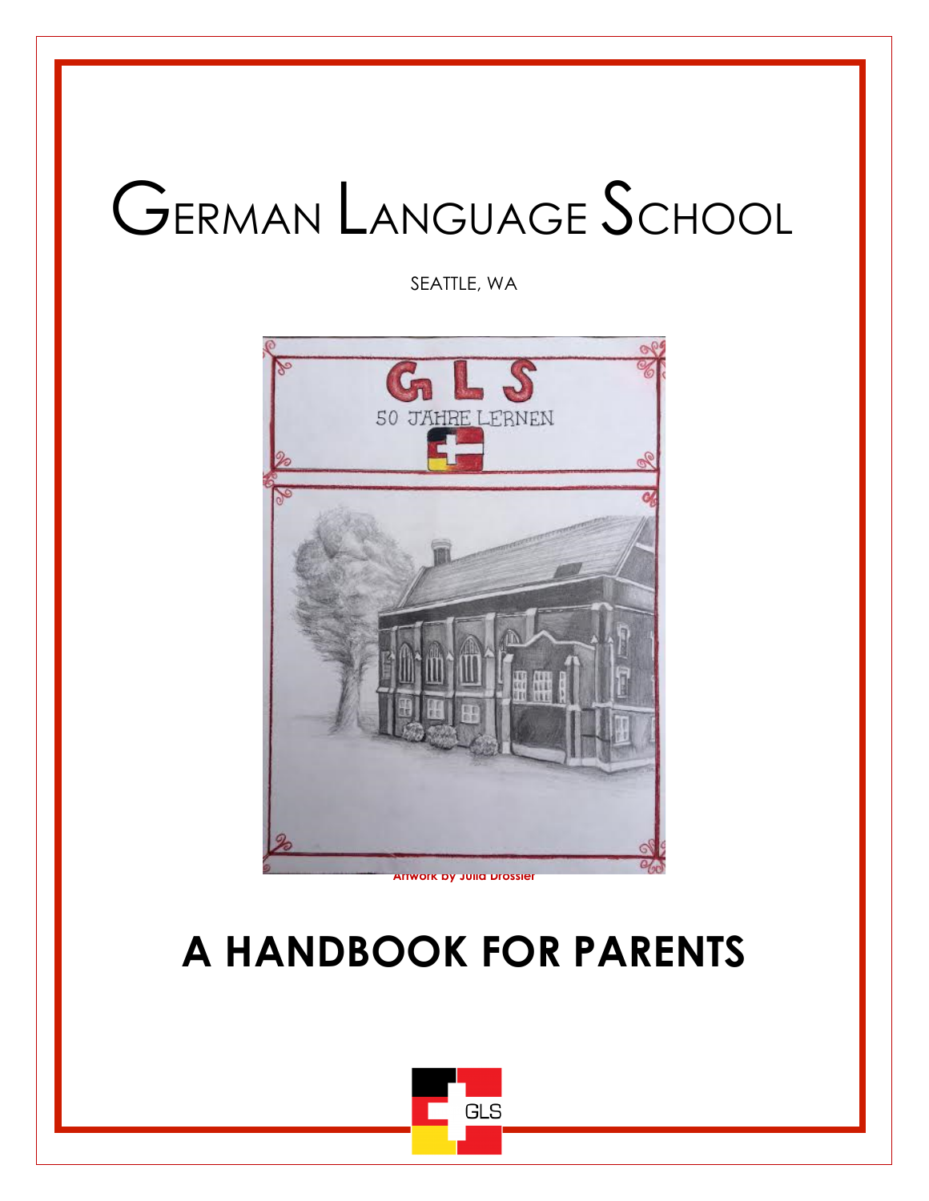# German Language School

SEATTLE, WA

Artwork by Julia Drossler

# A HANDBOOK FOR PARENTS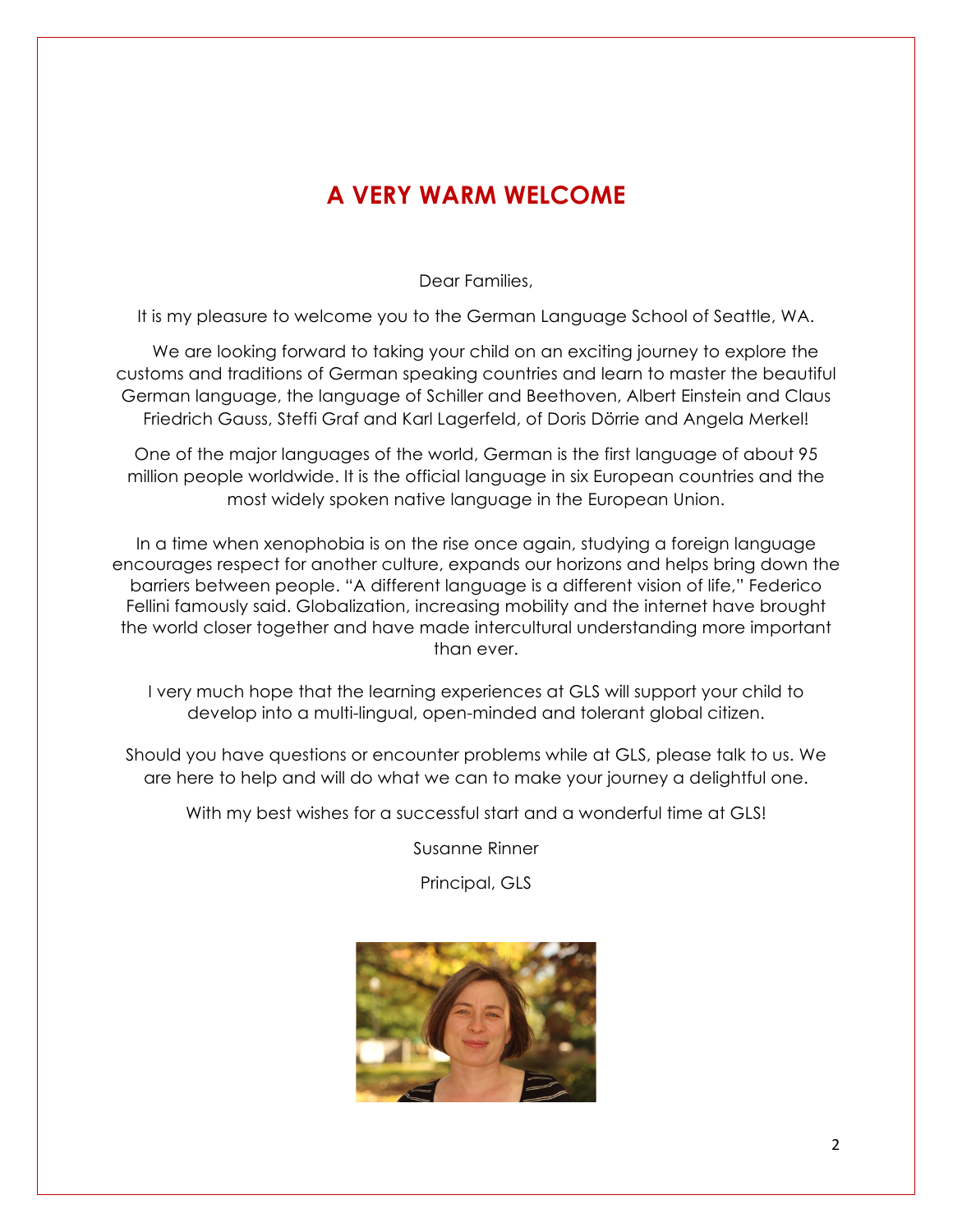# A VERY WARM WELCOME

Dear Families,

It is my pleasure to welcome you to the German Language School of Seattle, WA.

We are looking forward to taking your child on an exciting journey to explore the customs and traditions of German speaking countries and learn to master the beautiful German language, the language of Schiller and Beethoven, Albert Einstein and Claus Friedrich Gauss, Steffi Graf and Karl Lagerfeld, of Doris Dörrie and Angela Merkel!

One of the major languages of the world, German is the first language of about 95 million people worldwide. It is the official language in six European countries and the most widely spoken native language in the European Union.

In a time when xenophobia is on the rise once again, studying a foreign language encourages respect for another culture, expands our horizons and helps bring down the barriers between people. "A different language is a different vision of life," Federico Fellini famously said. Globalization, increasing mobility and the internet have brought the world closer together and have made intercultural understanding more important than ever.

I very much hope that the learning experiences at GLS will support your child to develop into a multi-lingual, open-minded and tolerant global citizen.

Should you have questions or encounter problems while at GLS, please talk to us. We are here to help and will do what we can to make your journey a delightful one.

With my best wishes for a successful start and a wonderful time at GLS!

Susanne Rinner

Principal, GLS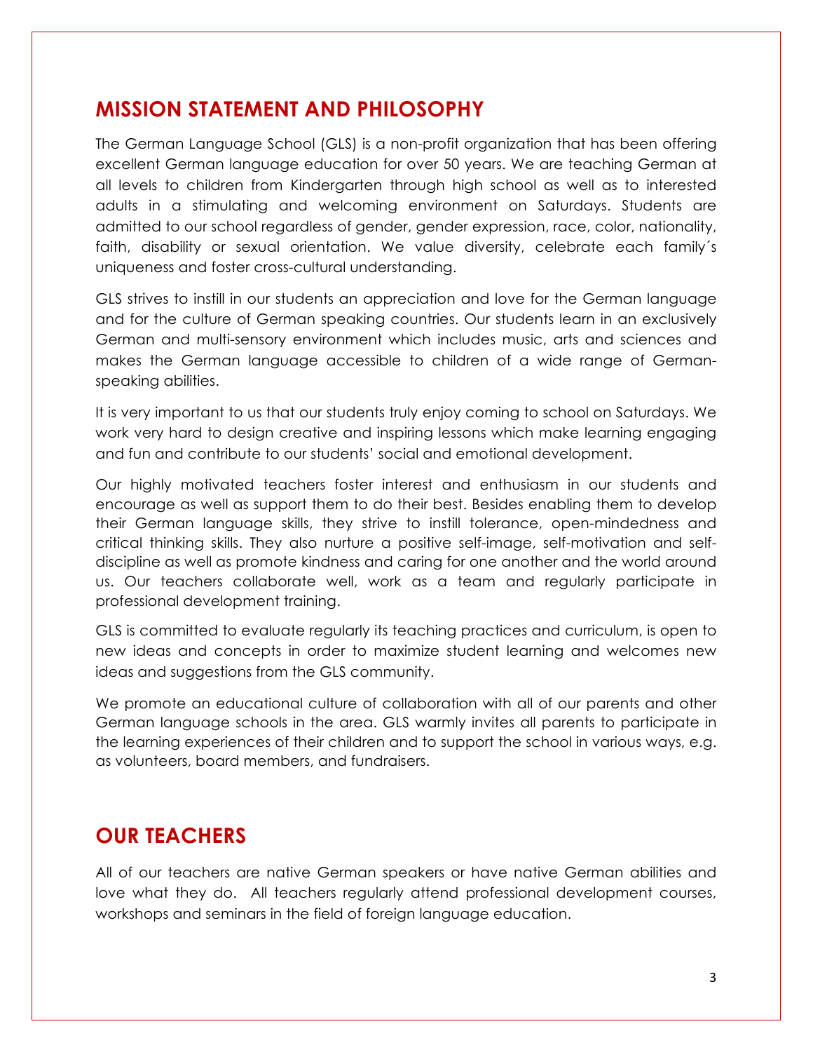## MISSION STATEMENT AND PHILOSOPHY

The German Language School (GLS) is a non-profit organization that has been offering excellent German language education for over 50 years. We are teaching German at all levels to children from Kindergarten through high school as well as to interested adults in a stimulating and welcoming environment on Saturdays. Students are admitted to our school regardless of gender, gender expression, race, color, nationality, faith, disability or sexual orientation. We value diversity, celebrate each family´s uniqueness and foster cross-cultural understanding.

GLS strives to instill in our students an appreciation and love for the German language and for the culture of German speaking countries. Our students learn in an exclusively German and multi-sensory environment which includes music, arts and sciences and makes the German language accessible to children of a wide range of German-speaking abilities.

It is very important to us that our students truly enjoy coming to school on Saturdays. We work very hard to design creative and inspiring lessons which make learning engaging and fun and contribute to our students' social and emotional development.

Our highly motivated teachers foster interest and enthusiasm in our students and encourage as well as support them to do their best. Besides enabling them to develop their German language skills, they strive to instill tolerance, open-mindedness and critical thinking skills. They also nurture a positive self-image, self-motivation and self-discipline as well as promote kindness and caring for one another and the world around us. Our teachers collaborate well, work as a team and regularly participate in professional development training.

GLS is committed to evaluate regularly its teaching practices and curriculum, is open to new ideas and concepts in order to maximize student learning and welcomes new ideas and suggestions from the GLS community.

We promote an educational culture of collaboration with all of our parents and other German language schools in the area. GLS warmly invites all parents to participate in the learning experiences of their children and to support the school in various ways, e.g. as volunteers, board members, and fundraisers.

## OUR TEACHERS

All of our teachers are native German speakers or have native German abilities and love what they do. All teachers regularly attend professional development courses, workshops and seminars in the field of foreign language education.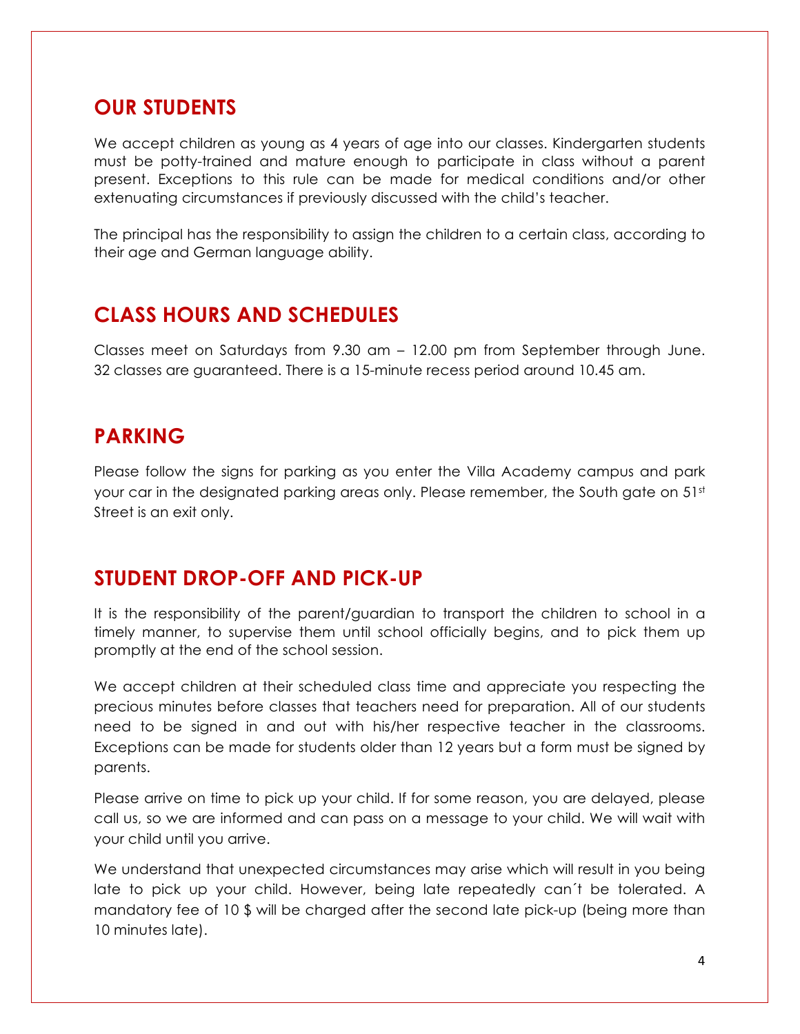## OUR STUDENTS

We accept children as young as 4 years of age into our classes. Kindergarten students must be potty-trained and mature enough to participate in class without a parent present. Exceptions to this rule can be made for medical conditions and/or other extenuating circumstances if previously discussed with the child's teacher.

The principal has the responsibility to assign the children to a certain class, according to their age and German language ability.

## CLASS HOURS AND SCHEDULES

Classes meet on Saturdays from 9.30 am – 12.00 pm from September through June. 32 classes are guaranteed. There is a 15-minute recess period around 10.45 am.

## PARKING

Please follow the signs for parking as you enter the Villa Academy campus and park your car in the designated parking areas only. Please remember, the South gate on 51st Street is an exit only.

## STUDENT DROP-OFF AND PICK-UP

It is the responsibility of the parent/guardian to transport the children to school in a timely manner, to supervise them until school officially begins, and to pick them up promptly at the end of the school session.

We accept children at their scheduled class time and appreciate you respecting the precious minutes before classes that teachers need for preparation. All of our students need to be signed in and out with his/her respective teacher in the classrooms. Exceptions can be made for students older than 12 years but a form must be signed by parents.

Please arrive on time to pick up your child. If for some reason, you are delayed, please call us, so we are informed and can pass on a message to your child. We will wait with your child until you arrive.

We understand that unexpected circumstances may arise which will result in you being late to pick up your child. However, being late repeatedly can´t be tolerated. A mandatory fee of 10 $ will be charged after the second late pick-up (being more than 10 minutes late).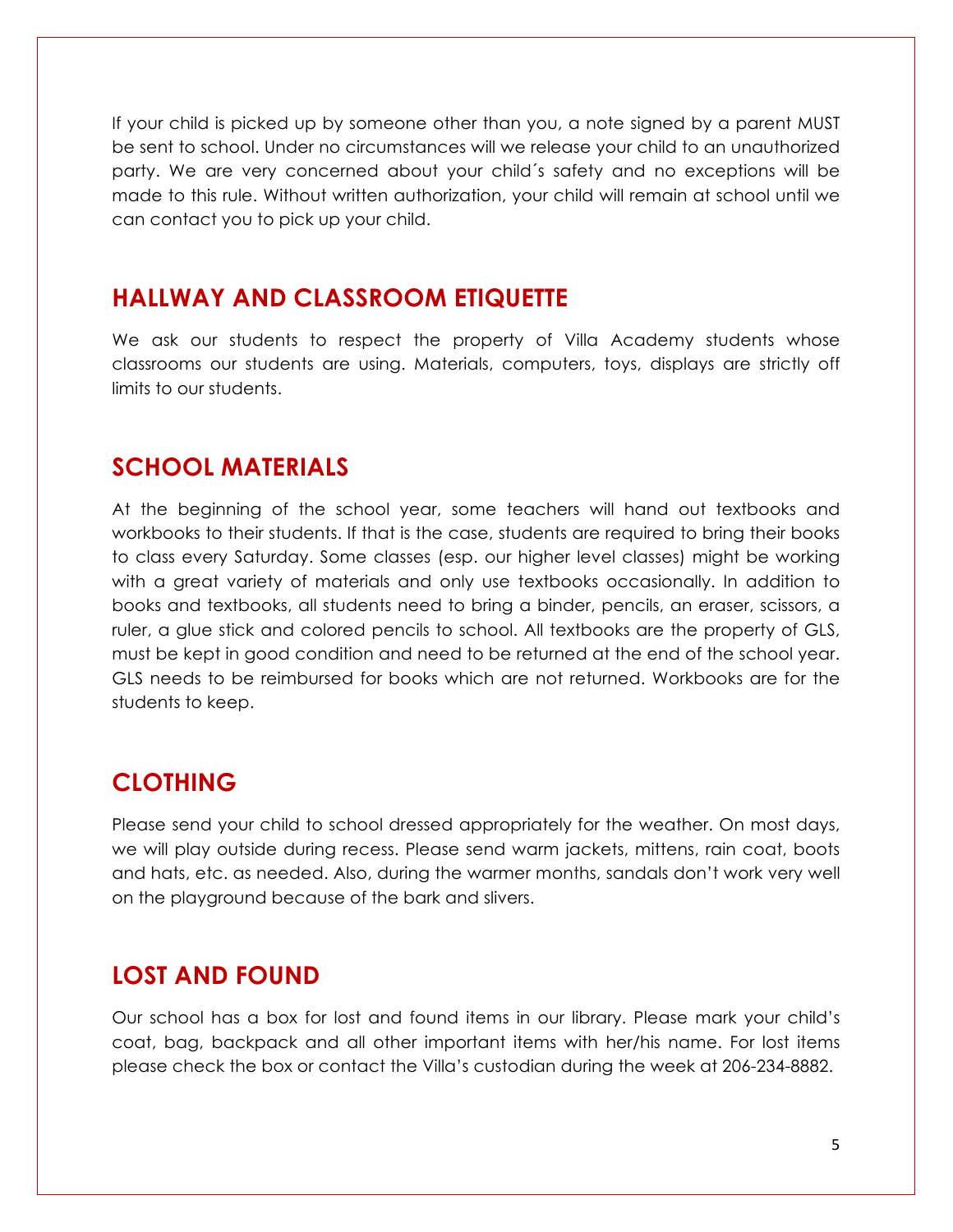If your child is picked up by someone other than you, a note signed by a parent MUST be sent to school. Under no circumstances will we release your child to an unauthorized party. We are very concerned about your child´s safety and no exceptions will be made to this rule. Without written authorization, your child will remain at school until we can contact you to pick up your child.

## HALLWAY AND CLASSROOM ETIQUETTE

We ask our students to respect the property of Villa Academy students whose classrooms our students are using. Materials, computers, toys, displays are strictly off limits to our students.

## SCHOOL MATERIALS

At the beginning of the school year, some teachers will hand out textbooks and workbooks to their students. If that is the case, students are required to bring their books to class every Saturday. Some classes (esp. our higher level classes) might be working with a great variety of materials and only use textbooks occasionally. In addition to books and textbooks, all students need to bring a binder, pencils, an eraser, scissors, a ruler, a glue stick and colored pencils to school. All textbooks are the property of GLS, must be kept in good condition and need to be returned at the end of the school year. GLS needs to be reimbursed for books which are not returned. Workbooks are for the students to keep.

## CLOTHING

Please send your child to school dressed appropriately for the weather. On most days, we will play outside during recess. Please send warm jackets, mittens, rain coat, boots and hats, etc. as needed. Also, during the warmer months, sandals don't work very well on the playground because of the bark and slivers.

## LOST AND FOUND

Our school has a box for lost and found items in our library. Please mark your child's coat, bag, backpack and all other important items with her/his name. For lost items please check the box or contact the Villa's custodian during the week at 206-234-8882.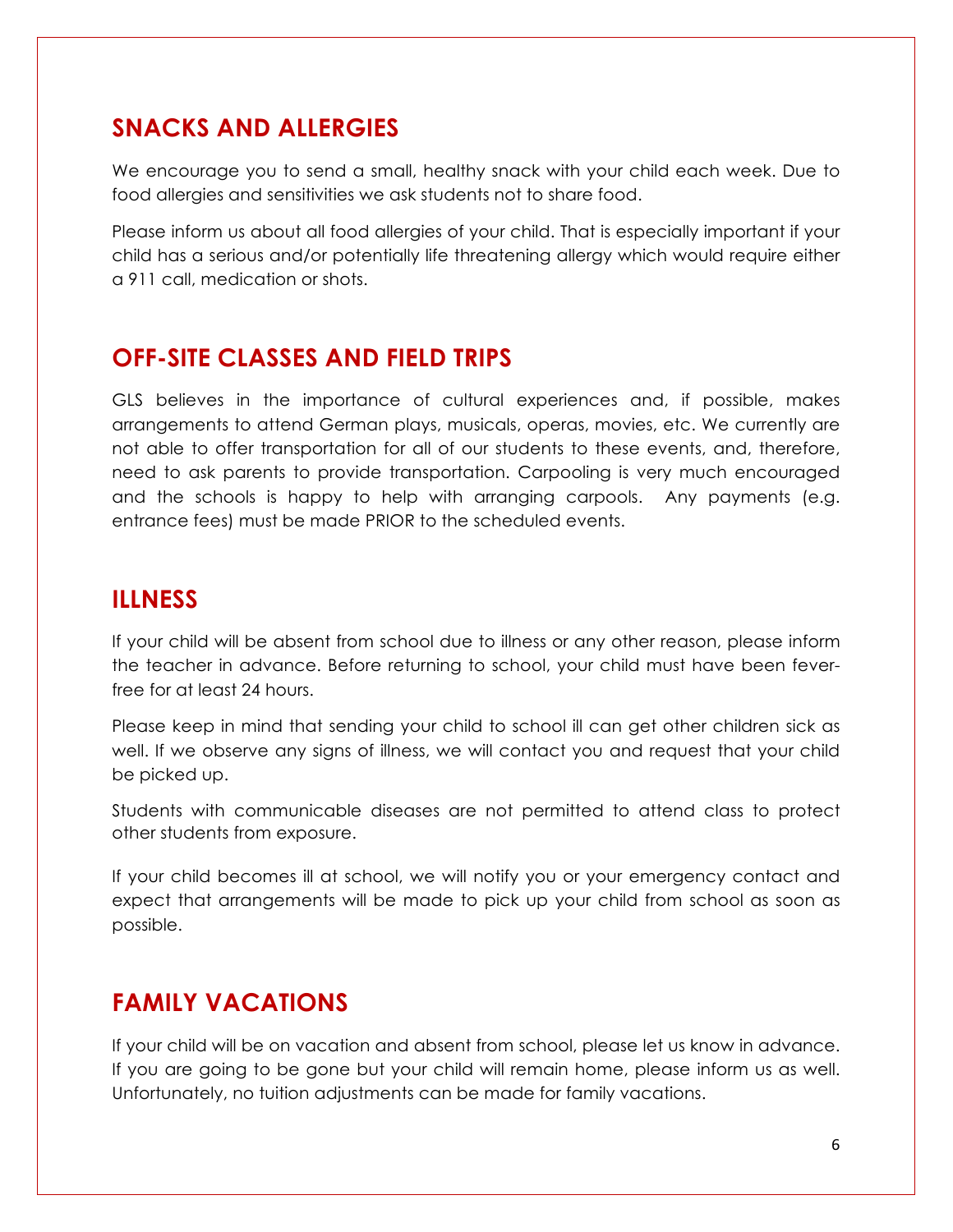## SNACKS AND ALLERGIES

We encourage you to send a small, healthy snack with your child each week. Due to food allergies and sensitivities we ask students not to share food.

Please inform us about all food allergies of your child. That is especially important if your child has a serious and/or potentially life threatening allergy which would require either a 911 call, medication or shots.

## OFF-SITE CLASSES AND FIELD TRIPS

GLS believes in the importance of cultural experiences and, if possible, makes arrangements to attend German plays, musicals, operas, movies, etc. We currently are not able to offer transportation for all of our students to these events, and, therefore, need to ask parents to provide transportation. Carpooling is very much encouraged and the schools is happy to help with arranging carpools. Any payments (e.g. entrance fees) must be made PRIOR to the scheduled events.

## ILLNESS

If your child will be absent from school due to illness or any other reason, please inform the teacher in advance. Before returning to school, your child must have been fever-free for at least 24 hours.

Please keep in mind that sending your child to school ill can get other children sick as well. If we observe any signs of illness, we will contact you and request that your child be picked up.

Students with communicable diseases are not permitted to attend class to protect other students from exposure.

If your child becomes ill at school, we will notify you or your emergency contact and expect that arrangements will be made to pick up your child from school as soon as possible.

## FAMILY VACATIONS

If your child will be on vacation and absent from school, please let us know in advance. If you are going to be gone but your child will remain home, please inform us as well. Unfortunately, no tuition adjustments can be made for family vacations.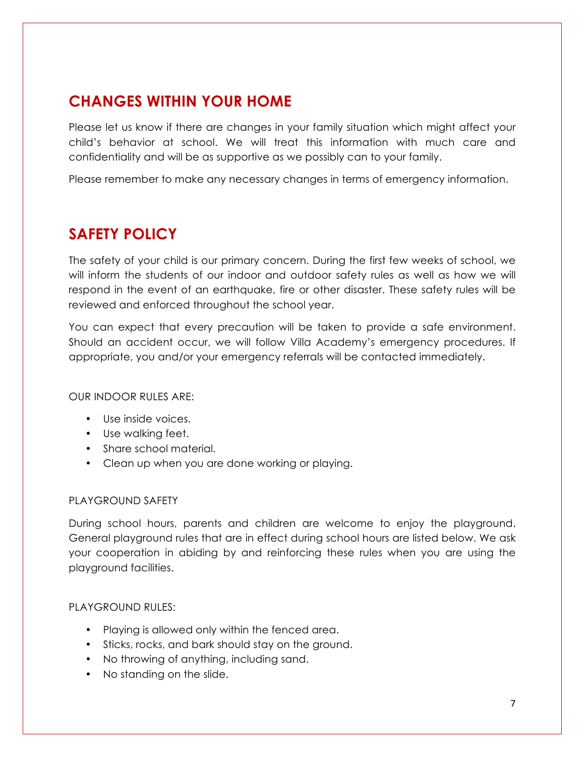## CHANGES WITHIN YOUR HOME

Please let us know if there are changes in your family situation which might affect your child's behavior at school. We will treat this information with much care and confidentiality and will be as supportive as we possibly can to your family.

Please remember to make any necessary changes in terms of emergency information.

## SAFETY POLICY

The safety of your child is our primary concern. During the first few weeks of school, we will inform the students of our indoor and outdoor safety rules as well as how we will respond in the event of an earthquake, fire or other disaster. These safety rules will be reviewed and enforced throughout the school year.

You can expect that every precaution will be taken to provide a safe environment. Should an accident occur, we will follow Villa Academy's emergency procedures. If appropriate, you and/or your emergency referrals will be contacted immediately.

OUR INDOOR RULES ARE:

- Use inside voices.
- Use walking feet.
- Share school material.
- Clean up when you are done working or playing.

PLAYGROUND SAFETY

During school hours, parents and children are welcome to enjoy the playground. General playground rules that are in effect during school hours are listed below. We ask your cooperation in abiding by and reinforcing these rules when you are using the playground facilities.

PLAYGROUND RULES:

- Playing is allowed only within the fenced area.
- Sticks, rocks, and bark should stay on the ground.
- No throwing of anything, including sand.
- No standing on the slide.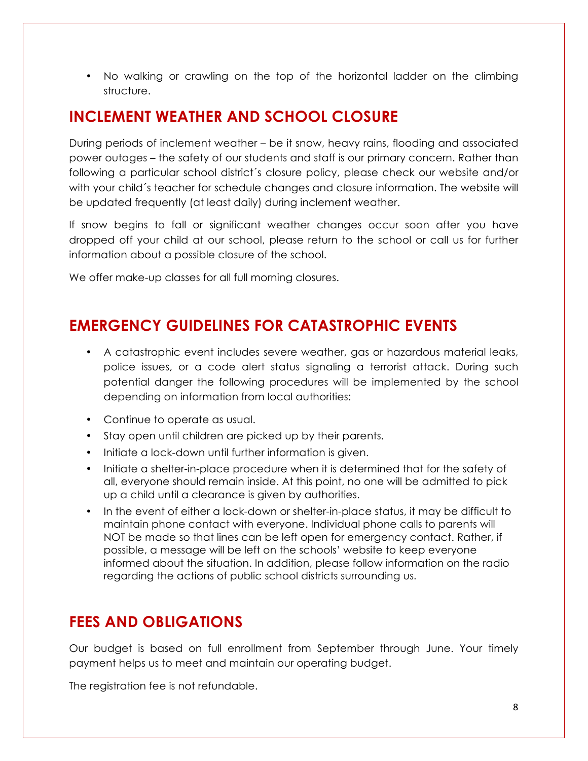- No walking or crawling on the top of the horizontal ladder on the climbing structure.

## INCLEMENT WEATHER AND SCHOOL CLOSURE

During periods of inclement weather – be it snow, heavy rains, flooding and associated power outages – the safety of our students and staff is our primary concern. Rather than following a particular school district´s closure policy, please check our website and/or with your child´s teacher for schedule changes and closure information. The website will be updated frequently (at least daily) during inclement weather.

If snow begins to fall or significant weather changes occur soon after you have dropped off your child at our school, please return to the school or call us for further information about a possible closure of the school.

We offer make-up classes for all full morning closures.

## EMERGENCY GUIDELINES FOR CATASTROPHIC EVENTS

- A catastrophic event includes severe weather, gas or hazardous material leaks, police issues, or a code alert status signaling a terrorist attack. During such potential danger the following procedures will be implemented by the school depending on information from local authorities:
- Continue to operate as usual.
- Stay open until children are picked up by their parents.
- Initiate a lock-down until further information is given.
- Initiate a shelter-in-place procedure when it is determined that for the safety of all, everyone should remain inside. At this point, no one will be admitted to pick up a child until a clearance is given by authorities.
- In the event of either a lock-down or shelter-in-place status, it may be difficult to maintain phone contact with everyone. Individual phone calls to parents will NOT be made so that lines can be left open for emergency contact. Rather, if possible, a message will be left on the schools' website to keep everyone informed about the situation. In addition, please follow information on the radio regarding the actions of public school districts surrounding us.

## FEES AND OBLIGATIONS

Our budget is based on full enrollment from September through June. Your timely payment helps us to meet and maintain our operating budget.

The registration fee is not refundable.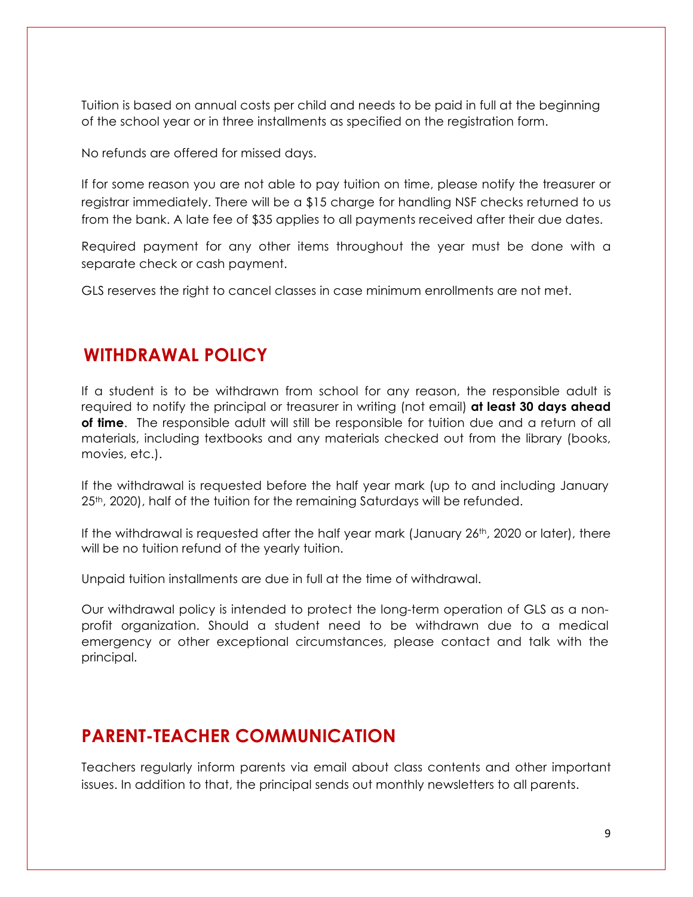Tuition is based on annual costs per child and needs to be paid in full at the beginning of the school year or in three installments as specified on the registration form.

No refunds are offered for missed days.

If for some reason you are not able to pay tuition on time, please notify the treasurer or registrar immediately. There will be a $15 charge for handling NSF checks returned to us from the bank. A late fee of $35 applies to all payments received after their due dates.

Required payment for any other items throughout the year must be done with a separate check or cash payment.

GLS reserves the right to cancel classes in case minimum enrollments are not met.

## WITHDRAWAL POLICY

If a student is to be withdrawn from school for any reason, the responsible adult is required to notify the principal or treasurer in writing (not email) **at least 30 days ahead of time**. The responsible adult will still be responsible for tuition due and a return of all materials, including textbooks and any materials checked out from the library (books, movies, etc.).

If the withdrawal is requested before the half year mark (up to and including January 25th, 2020), half of the tuition for the remaining Saturdays will be refunded.

If the withdrawal is requested after the half year mark (January 26th, 2020 or later), there will be no tuition refund of the yearly tuition.

Unpaid tuition installments are due in full at the time of withdrawal.

Our withdrawal policy is intended to protect the long-term operation of GLS as a non-profit organization. Should a student need to be withdrawn due to a medical emergency or other exceptional circumstances, please contact and talk with the principal.

## PARENT-TEACHER COMMUNICATION

Teachers regularly inform parents via email about class contents and other important issues. In addition to that, the principal sends out monthly newsletters to all parents.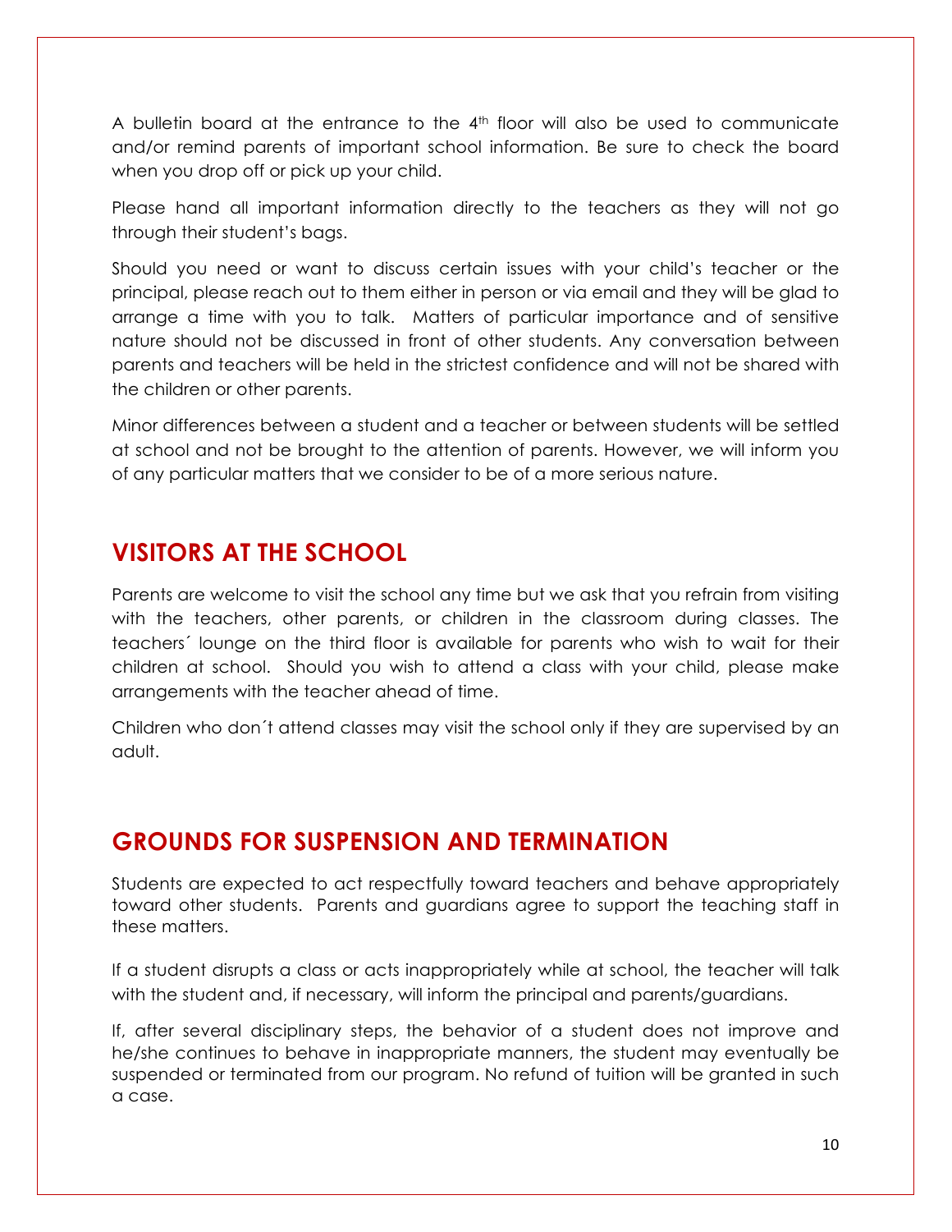A bulletin board at the entrance to the 4th floor will also be used to communicate and/or remind parents of important school information. Be sure to check the board when you drop off or pick up your child.

Please hand all important information directly to the teachers as they will not go through their student's bags.

Should you need or want to discuss certain issues with your child's teacher or the principal, please reach out to them either in person or via email and they will be glad to arrange a time with you to talk. Matters of particular importance and of sensitive nature should not be discussed in front of other students. Any conversation between parents and teachers will be held in the strictest confidence and will not be shared with the children or other parents.

Minor differences between a student and a teacher or between students will be settled at school and not be brought to the attention of parents. However, we will inform you of any particular matters that we consider to be of a more serious nature.

## VISITORS AT THE SCHOOL

Parents are welcome to visit the school any time but we ask that you refrain from visiting with the teachers, other parents, or children in the classroom during classes. The teachers´ lounge on the third floor is available for parents who wish to wait for their children at school. Should you wish to attend a class with your child, please make arrangements with the teacher ahead of time.

Children who don´t attend classes may visit the school only if they are supervised by an adult.

## GROUNDS FOR SUSPENSION AND TERMINATION

Students are expected to act respectfully toward teachers and behave appropriately toward other students. Parents and guardians agree to support the teaching staff in these matters.

If a student disrupts a class or acts inappropriately while at school, the teacher will talk with the student and, if necessary, will inform the principal and parents/guardians.

If, after several disciplinary steps, the behavior of a student does not improve and he/she continues to behave in inappropriate manners, the student may eventually be suspended or terminated from our program. No refund of tuition will be granted in such a case.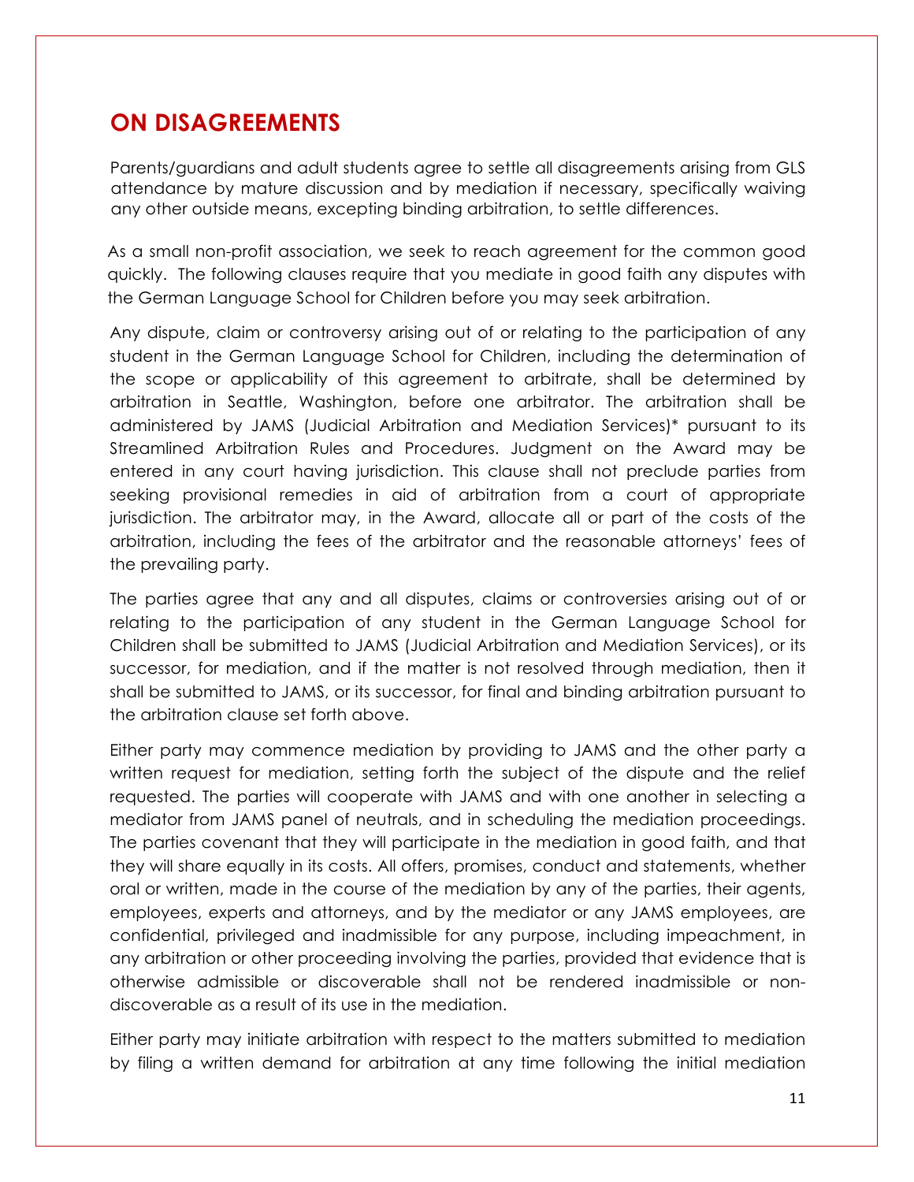## ON DISAGREEMENTS

Parents/guardians and adult students agree to settle all disagreements arising from GLS attendance by mature discussion and by mediation if necessary, specifically waiving any other outside means, excepting binding arbitration, to settle differences.

As a small non-profit association, we seek to reach agreement for the common good quickly. The following clauses require that you mediate in good faith any disputes with the German Language School for Children before you may seek arbitration.

Any dispute, claim or controversy arising out of or relating to the participation of any student in the German Language School for Children, including the determination of the scope or applicability of this agreement to arbitrate, shall be determined by arbitration in Seattle, Washington, before one arbitrator. The arbitration shall be administered by JAMS (Judicial Arbitration and Mediation Services)* pursuant to its Streamlined Arbitration Rules and Procedures. Judgment on the Award may be entered in any court having jurisdiction. This clause shall not preclude parties from seeking provisional remedies in aid of arbitration from a court of appropriate jurisdiction. The arbitrator may, in the Award, allocate all or part of the costs of the arbitration, including the fees of the arbitrator and the reasonable attorneys' fees of the prevailing party.

The parties agree that any and all disputes, claims or controversies arising out of or relating to the participation of any student in the German Language School for Children shall be submitted to JAMS (Judicial Arbitration and Mediation Services), or its successor, for mediation, and if the matter is not resolved through mediation, then it shall be submitted to JAMS, or its successor, for final and binding arbitration pursuant to the arbitration clause set forth above.

Either party may commence mediation by providing to JAMS and the other party a written request for mediation, setting forth the subject of the dispute and the relief requested. The parties will cooperate with JAMS and with one another in selecting a mediator from JAMS panel of neutrals, and in scheduling the mediation proceedings. The parties covenant that they will participate in the mediation in good faith, and that they will share equally in its costs. All offers, promises, conduct and statements, whether oral or written, made in the course of the mediation by any of the parties, their agents, employees, experts and attorneys, and by the mediator or any JAMS employees, are confidential, privileged and inadmissible for any purpose, including impeachment, in any arbitration or other proceeding involving the parties, provided that evidence that is otherwise admissible or discoverable shall not be rendered inadmissible or non-discoverable as a result of its use in the mediation.

Either party may initiate arbitration with respect to the matters submitted to mediation by filing a written demand for arbitration at any time following the initial mediation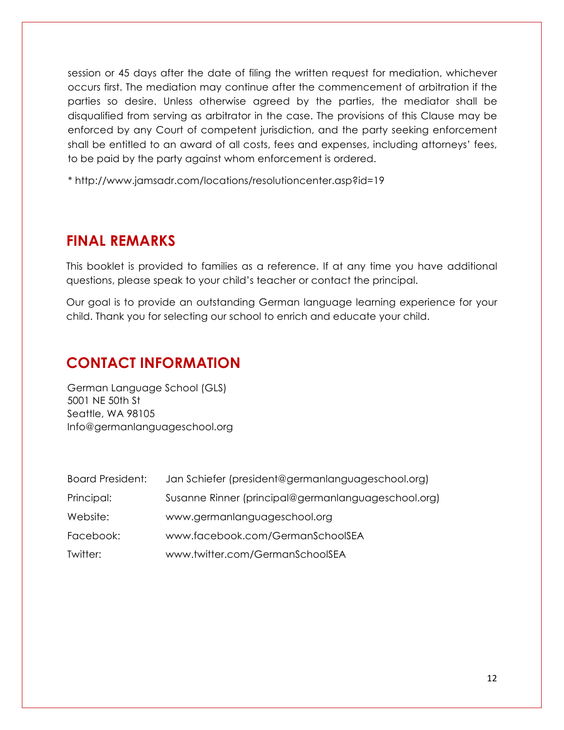session or 45 days after the date of filing the written request for mediation, whichever occurs first. The mediation may continue after the commencement of arbitration if the parties so desire. Unless otherwise agreed by the parties, the mediator shall be disqualified from serving as arbitrator in the case. The provisions of this Clause may be enforced by any Court of competent jurisdiction, and the party seeking enforcement shall be entitled to an award of all costs, fees and expenses, including attorneys' fees, to be paid by the party against whom enforcement is ordered.

* http://www.jamsadr.com/locations/resolutioncenter.asp?id=19

## FINAL REMARKS

This booklet is provided to families as a reference. If at any time you have additional questions, please speak to your child's teacher or contact the principal.

Our goal is to provide an outstanding German language learning experience for your child. Thank you for selecting our school to enrich and educate your child.

## CONTACT INFORMATION

German Language School (GLS)
5001 NE 50th St
Seattle, WA 98105
Info@germanlanguageschool.org

| | |
|---|---|
| Board President: | Jan Schiefer (president@germanlanguageschool.org) |
| Principal: | Susanne Rinner (principal@germanlanguageschool.org) |
| Website: | www.germanlanguageschool.org |
| Facebook: | www.facebook.com/GermanSchoolSEA |
| Twitter: | www.twitter.com/GermanSchoolSEA |